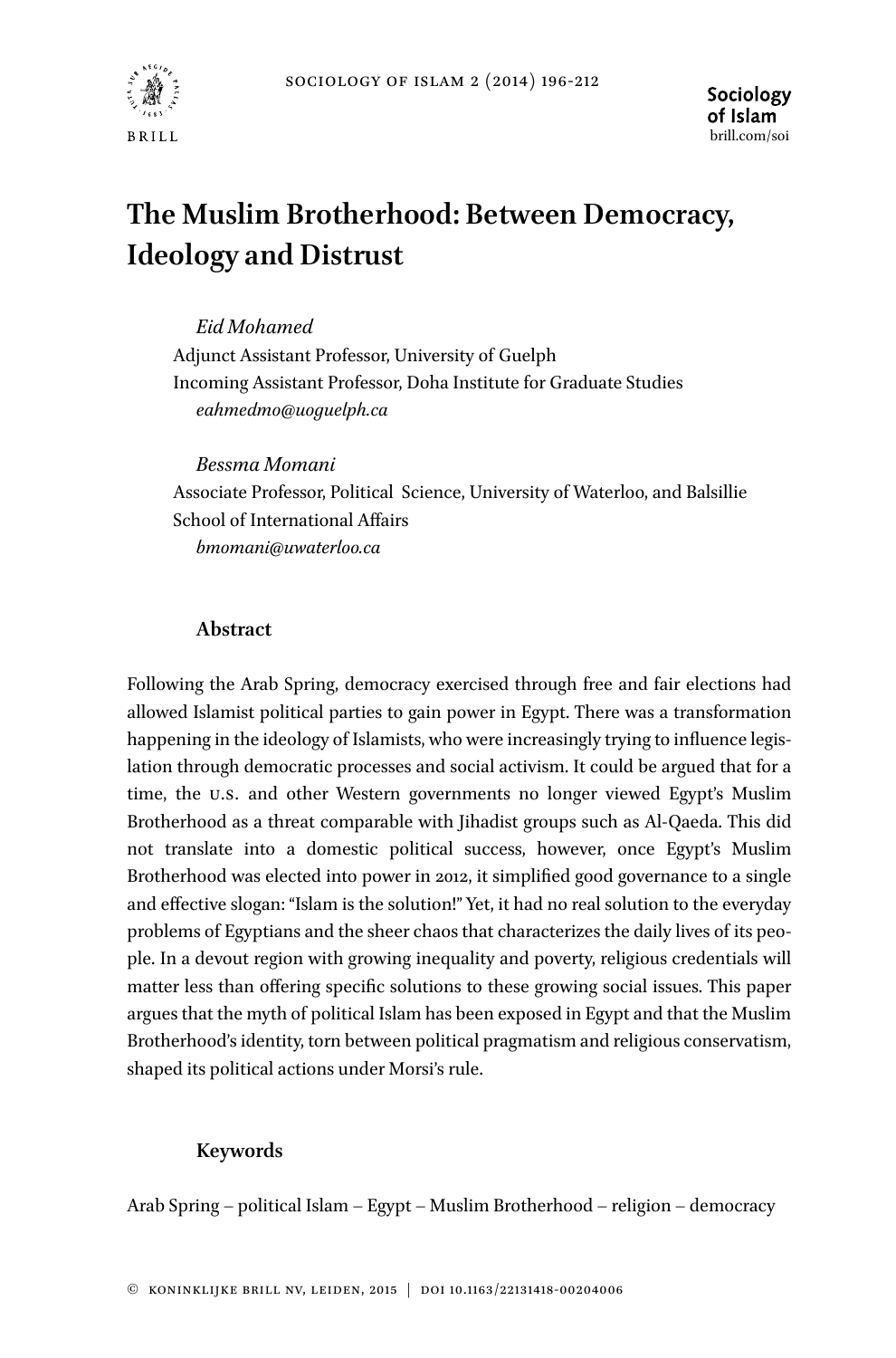# The Muslim Brotherhood: Between Democracy, Ideology and Distrust

*Eid Mohamed*
Adjunct Assistant Professor, University of Guelph
Incoming Assistant Professor, Doha Institute for Graduate Studies
*eahmedmo@uoguelph.ca*

*Bessma Momani*
Associate Professor, Political Science, University of Waterloo, and Balsillie School of International Affairs
*bmomani@uwaterloo.ca*

## Abstract

Following the Arab Spring, democracy exercised through free and fair elections had allowed Islamist political parties to gain power in Egypt. There was a transformation happening in the ideology of Islamists, who were increasingly trying to influence legislation through democratic processes and social activism. It could be argued that for a time, the U.S. and other Western governments no longer viewed Egypt's Muslim Brotherhood as a threat comparable with Jihadist groups such as Al-Qaeda. This did not translate into a domestic political success, however, once Egypt's Muslim Brotherhood was elected into power in 2012, it simplified good governance to a single and effective slogan: "Islam is the solution!" Yet, it had no real solution to the everyday problems of Egyptians and the sheer chaos that characterizes the daily lives of its people. In a devout region with growing inequality and poverty, religious credentials will matter less than offering specific solutions to these growing social issues. This paper argues that the myth of political Islam has been exposed in Egypt and that the Muslim Brotherhood's identity, torn between political pragmatism and religious conservatism, shaped its political actions under Morsi's rule.

## Keywords

Arab Spring – political Islam – Egypt – Muslim Brotherhood – religion – democracy

© Koninklijke Brill NV, Leiden, 2015 | DOI 10.1163/22131418-00204006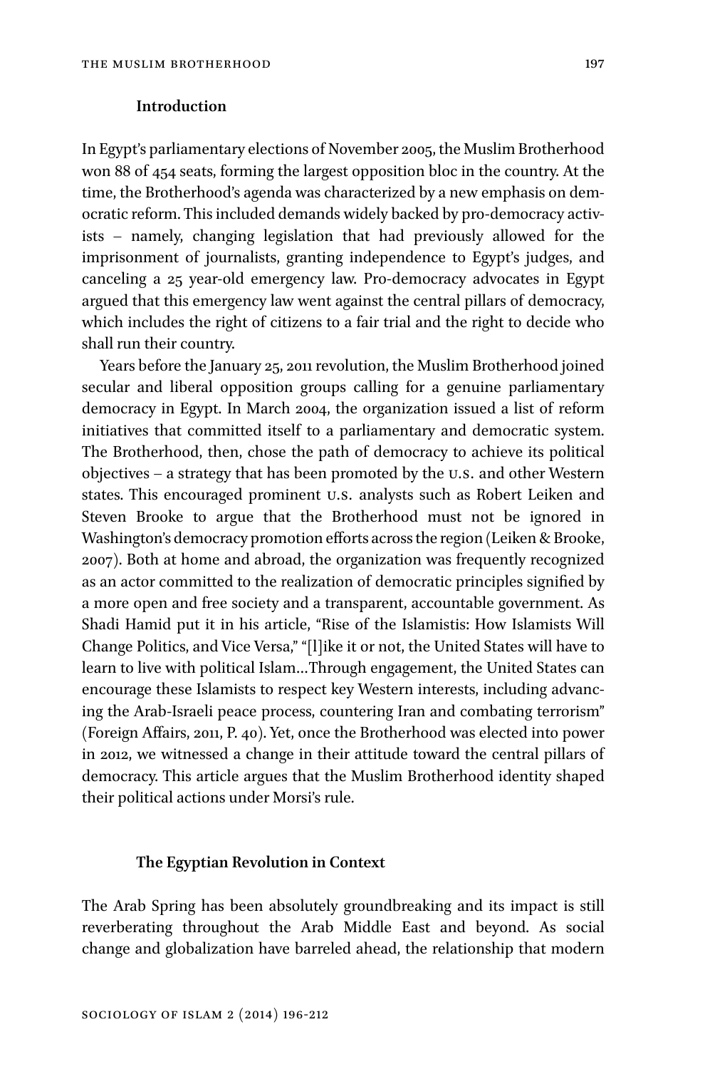## Introduction

In Egypt's parliamentary elections of November 2005, the Muslim Brotherhood won 88 of 454 seats, forming the largest opposition bloc in the country. At the time, the Brotherhood's agenda was characterized by a new emphasis on democratic reform. This included demands widely backed by pro-democracy activists – namely, changing legislation that had previously allowed for the imprisonment of journalists, granting independence to Egypt's judges, and canceling a 25 year-old emergency law. Pro-democracy advocates in Egypt argued that this emergency law went against the central pillars of democracy, which includes the right of citizens to a fair trial and the right to decide who shall run their country.

Years before the January 25, 2011 revolution, the Muslim Brotherhood joined secular and liberal opposition groups calling for a genuine parliamentary democracy in Egypt. In March 2004, the organization issued a list of reform initiatives that committed itself to a parliamentary and democratic system. The Brotherhood, then, chose the path of democracy to achieve its political objectives – a strategy that has been promoted by the U.S. and other Western states. This encouraged prominent U.S. analysts such as Robert Leiken and Steven Brooke to argue that the Brotherhood must not be ignored in Washington's democracy promotion efforts across the region (Leiken & Brooke, 2007). Both at home and abroad, the organization was frequently recognized as an actor committed to the realization of democratic principles signified by a more open and free society and a transparent, accountable government. As Shadi Hamid put it in his article, "Rise of the Islamistis: How Islamists Will Change Politics, and Vice Versa," "[l]ike it or not, the United States will have to learn to live with political Islam…Through engagement, the United States can encourage these Islamists to respect key Western interests, including advancing the Arab-Israeli peace process, countering Iran and combating terrorism" (Foreign Affairs, 2011, P. 40). Yet, once the Brotherhood was elected into power in 2012, we witnessed a change in their attitude toward the central pillars of democracy. This article argues that the Muslim Brotherhood identity shaped their political actions under Morsi's rule.

## The Egyptian Revolution in Context

The Arab Spring has been absolutely groundbreaking and its impact is still reverberating throughout the Arab Middle East and beyond. As social change and globalization have barreled ahead, the relationship that modern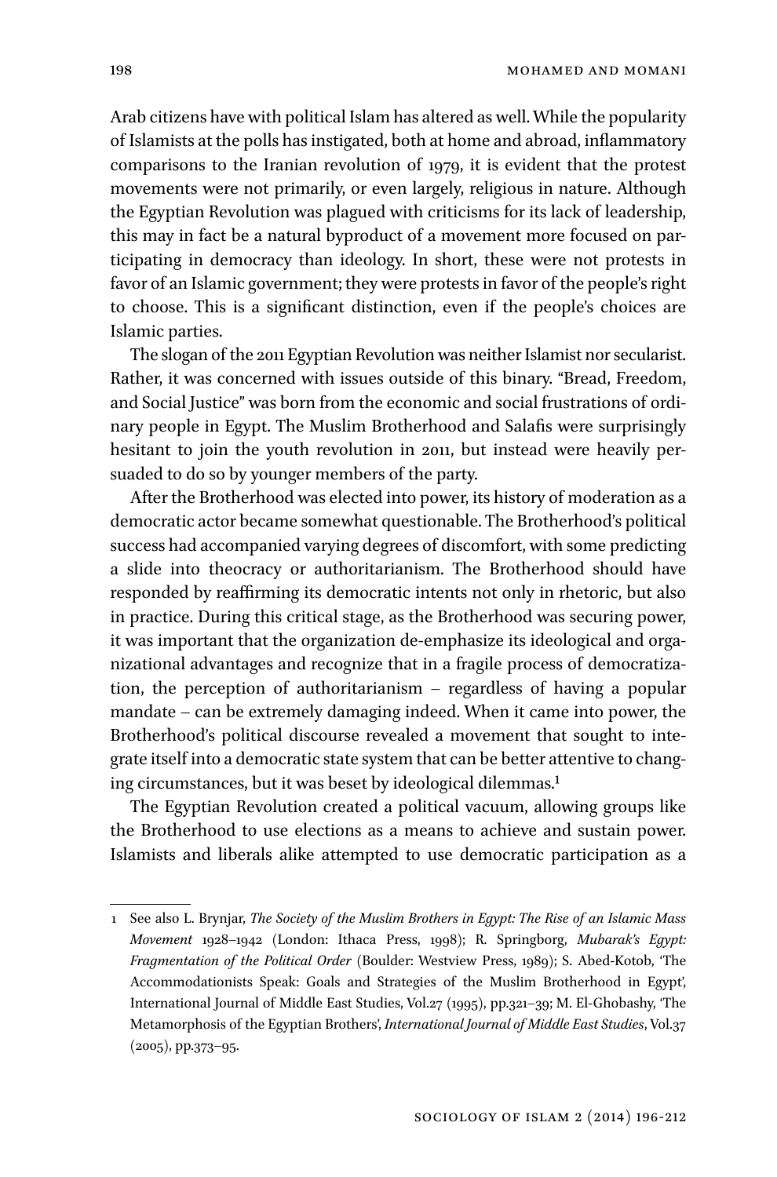Arab citizens have with political Islam has altered as well. While the popularity of Islamists at the polls has instigated, both at home and abroad, inflammatory comparisons to the Iranian revolution of 1979, it is evident that the protest movements were not primarily, or even largely, religious in nature. Although the Egyptian Revolution was plagued with criticisms for its lack of leadership, this may in fact be a natural byproduct of a movement more focused on participating in democracy than ideology. In short, these were not protests in favor of an Islamic government; they were protests in favor of the people's right to choose. This is a significant distinction, even if the people's choices are Islamic parties.

The slogan of the 2011 Egyptian Revolution was neither Islamist nor secularist. Rather, it was concerned with issues outside of this binary. "Bread, Freedom, and Social Justice" was born from the economic and social frustrations of ordinary people in Egypt. The Muslim Brotherhood and Salafis were surprisingly hesitant to join the youth revolution in 2011, but instead were heavily persuaded to do so by younger members of the party.

After the Brotherhood was elected into power, its history of moderation as a democratic actor became somewhat questionable. The Brotherhood's political success had accompanied varying degrees of discomfort, with some predicting a slide into theocracy or authoritarianism. The Brotherhood should have responded by reaffirming its democratic intents not only in rhetoric, but also in practice. During this critical stage, as the Brotherhood was securing power, it was important that the organization de-emphasize its ideological and organizational advantages and recognize that in a fragile process of democratization, the perception of authoritarianism – regardless of having a popular mandate – can be extremely damaging indeed. When it came into power, the Brotherhood's political discourse revealed a movement that sought to integrate itself into a democratic state system that can be better attentive to changing circumstances, but it was beset by ideological dilemmas.[1]

The Egyptian Revolution created a political vacuum, allowing groups like the Brotherhood to use elections as a means to achieve and sustain power. Islamists and liberals alike attempted to use democratic participation as a

---

1 See also L. Brynjar, *The Society of the Muslim Brothers in Egypt: The Rise of an Islamic Mass Movement* 1928–1942 (London: Ithaca Press, 1998); R. Springborg, *Mubarak's Egypt: Fragmentation of the Political Order* (Boulder: Westview Press, 1989); S. Abed-Kotob, 'The Accommodationists Speak: Goals and Strategies of the Muslim Brotherhood in Egypt', International Journal of Middle East Studies, Vol.27 (1995), pp.321–39; M. El-Ghobashy, 'The Metamorphosis of the Egyptian Brothers', *International Journal of Middle East Studies*, Vol.37 (2005), pp.373–95.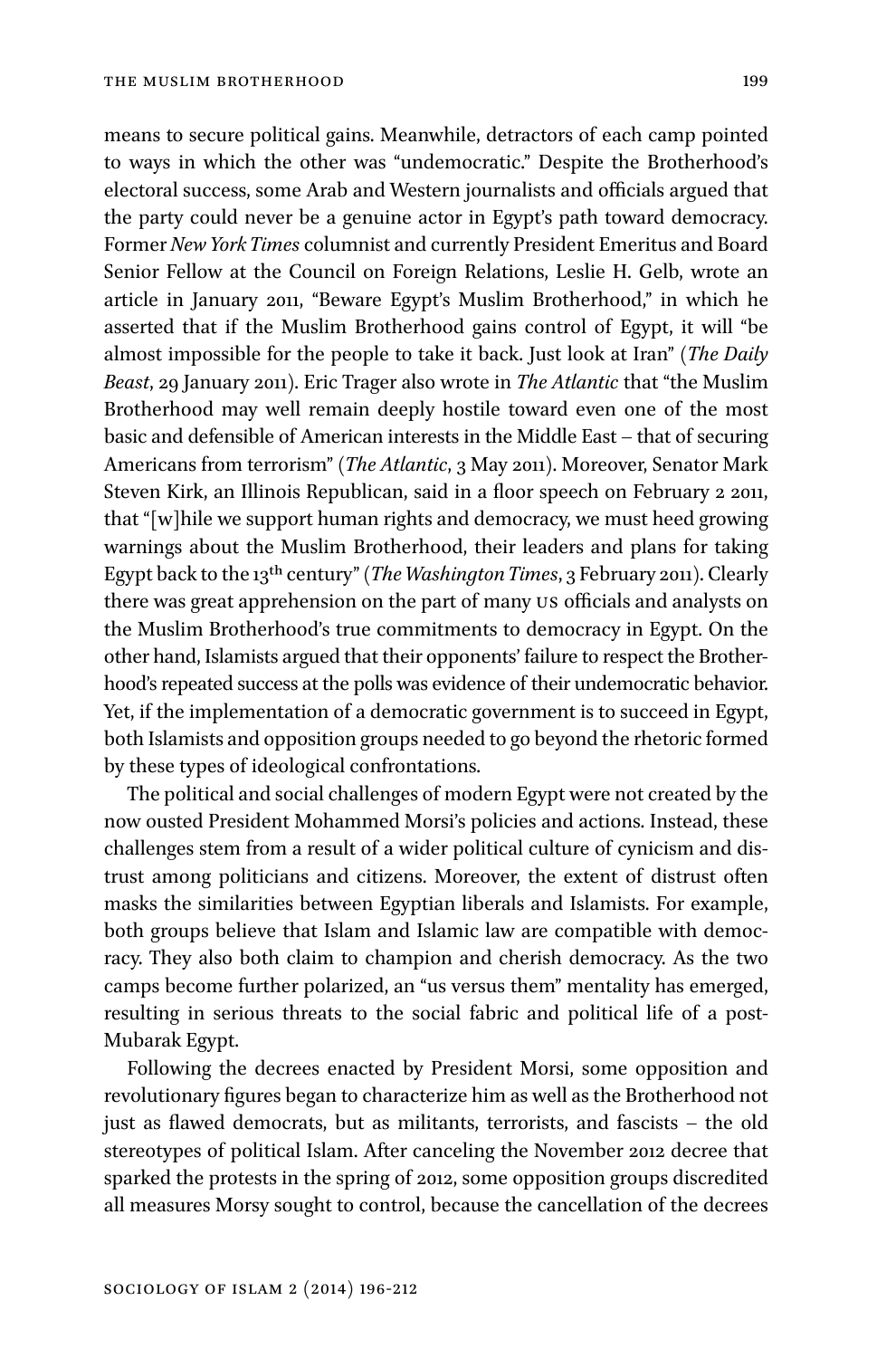means to secure political gains. Meanwhile, detractors of each camp pointed to ways in which the other was "undemocratic." Despite the Brotherhood's electoral success, some Arab and Western journalists and officials argued that the party could never be a genuine actor in Egypt's path toward democracy. Former *New York Times* columnist and currently President Emeritus and Board Senior Fellow at the Council on Foreign Relations, Leslie H. Gelb, wrote an article in January 2011, "Beware Egypt's Muslim Brotherhood," in which he asserted that if the Muslim Brotherhood gains control of Egypt, it will "be almost impossible for the people to take it back. Just look at Iran" (*The Daily Beast*, 29 January 2011). Eric Trager also wrote in *The Atlantic* that "the Muslim Brotherhood may well remain deeply hostile toward even one of the most basic and defensible of American interests in the Middle East – that of securing Americans from terrorism" (*The Atlantic*, 3 May 2011). Moreover, Senator Mark Steven Kirk, an Illinois Republican, said in a floor speech on February 2 2011, that "[w]hile we support human rights and democracy, we must heed growing warnings about the Muslim Brotherhood, their leaders and plans for taking Egypt back to the 13th century" (*The Washington Times*, 3 February 2011). Clearly there was great apprehension on the part of many US officials and analysts on the Muslim Brotherhood's true commitments to democracy in Egypt. On the other hand, Islamists argued that their opponents' failure to respect the Brotherhood's repeated success at the polls was evidence of their undemocratic behavior. Yet, if the implementation of a democratic government is to succeed in Egypt, both Islamists and opposition groups needed to go beyond the rhetoric formed by these types of ideological confrontations.

The political and social challenges of modern Egypt were not created by the now ousted President Mohammed Morsi's policies and actions. Instead, these challenges stem from a result of a wider political culture of cynicism and distrust among politicians and citizens. Moreover, the extent of distrust often masks the similarities between Egyptian liberals and Islamists. For example, both groups believe that Islam and Islamic law are compatible with democracy. They also both claim to champion and cherish democracy. As the two camps become further polarized, an "us versus them" mentality has emerged, resulting in serious threats to the social fabric and political life of a post-Mubarak Egypt.

Following the decrees enacted by President Morsi, some opposition and revolutionary figures began to characterize him as well as the Brotherhood not just as flawed democrats, but as militants, terrorists, and fascists – the old stereotypes of political Islam. After canceling the November 2012 decree that sparked the protests in the spring of 2012, some opposition groups discredited all measures Morsy sought to control, because the cancellation of the decrees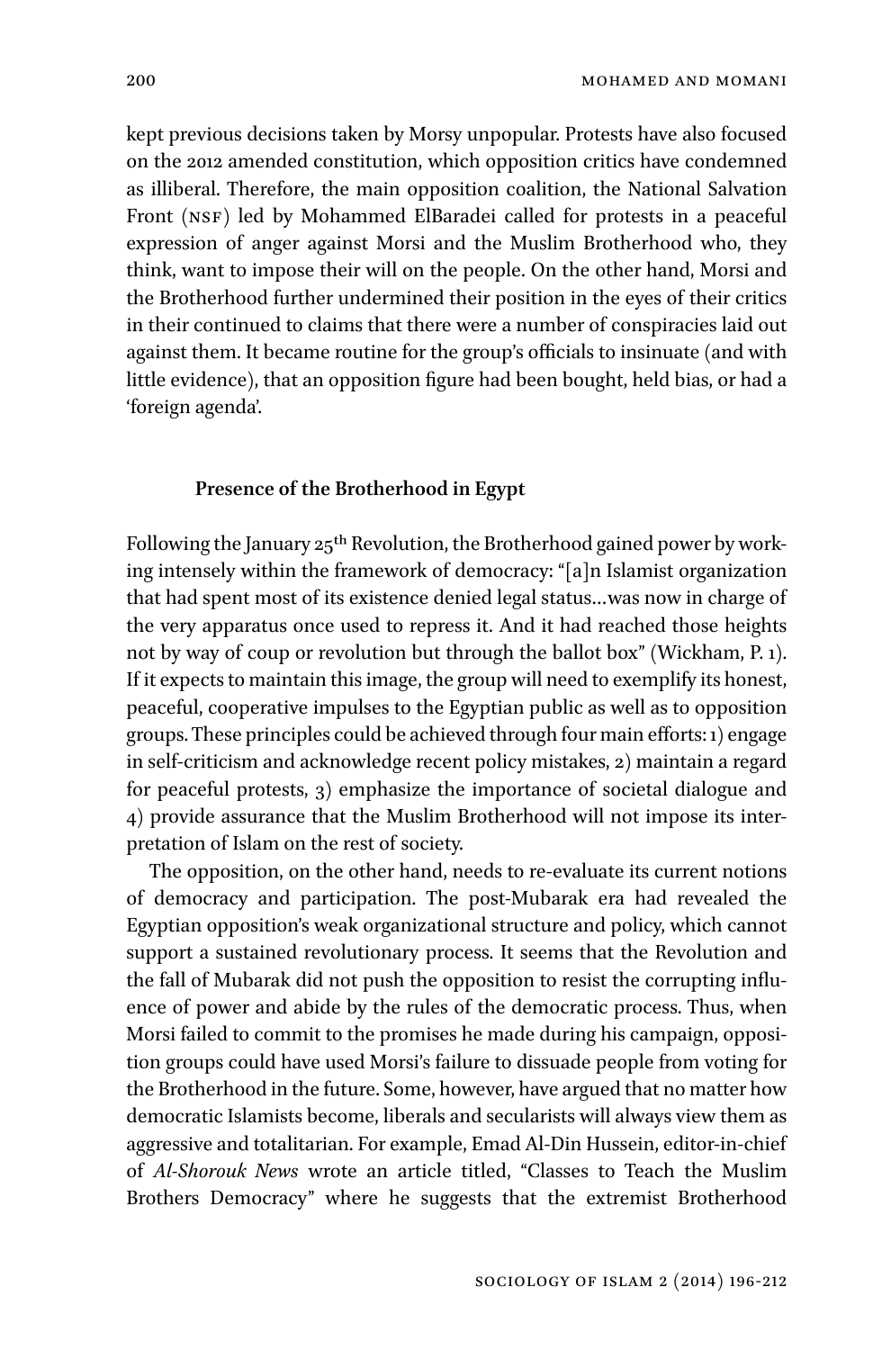kept previous decisions taken by Morsy unpopular. Protests have also focused on the 2012 amended constitution, which opposition critics have condemned as illiberal. Therefore, the main opposition coalition, the National Salvation Front (NSF) led by Mohammed ElBaradei called for protests in a peaceful expression of anger against Morsi and the Muslim Brotherhood who, they think, want to impose their will on the people. On the other hand, Morsi and the Brotherhood further undermined their position in the eyes of their critics in their continued to claims that there were a number of conspiracies laid out against them. It became routine for the group's officials to insinuate (and with little evidence), that an opposition figure had been bought, held bias, or had a 'foreign agenda'.

## Presence of the Brotherhood in Egypt

Following the January 25th Revolution, the Brotherhood gained power by working intensely within the framework of democracy: "[a]n Islamist organization that had spent most of its existence denied legal status…was now in charge of the very apparatus once used to repress it. And it had reached those heights not by way of coup or revolution but through the ballot box" (Wickham, P. 1). If it expects to maintain this image, the group will need to exemplify its honest, peaceful, cooperative impulses to the Egyptian public as well as to opposition groups. These principles could be achieved through four main efforts: 1) engage in self-criticism and acknowledge recent policy mistakes, 2) maintain a regard for peaceful protests, 3) emphasize the importance of societal dialogue and 4) provide assurance that the Muslim Brotherhood will not impose its interpretation of Islam on the rest of society.

The opposition, on the other hand, needs to re-evaluate its current notions of democracy and participation. The post-Mubarak era had revealed the Egyptian opposition's weak organizational structure and policy, which cannot support a sustained revolutionary process. It seems that the Revolution and the fall of Mubarak did not push the opposition to resist the corrupting influence of power and abide by the rules of the democratic process. Thus, when Morsi failed to commit to the promises he made during his campaign, opposition groups could have used Morsi's failure to dissuade people from voting for the Brotherhood in the future. Some, however, have argued that no matter how democratic Islamists become, liberals and secularists will always view them as aggressive and totalitarian. For example, Emad Al-Din Hussein, editor-in-chief of *Al-Shorouk News* wrote an article titled, "Classes to Teach the Muslim Brothers Democracy" where he suggests that the extremist Brotherhood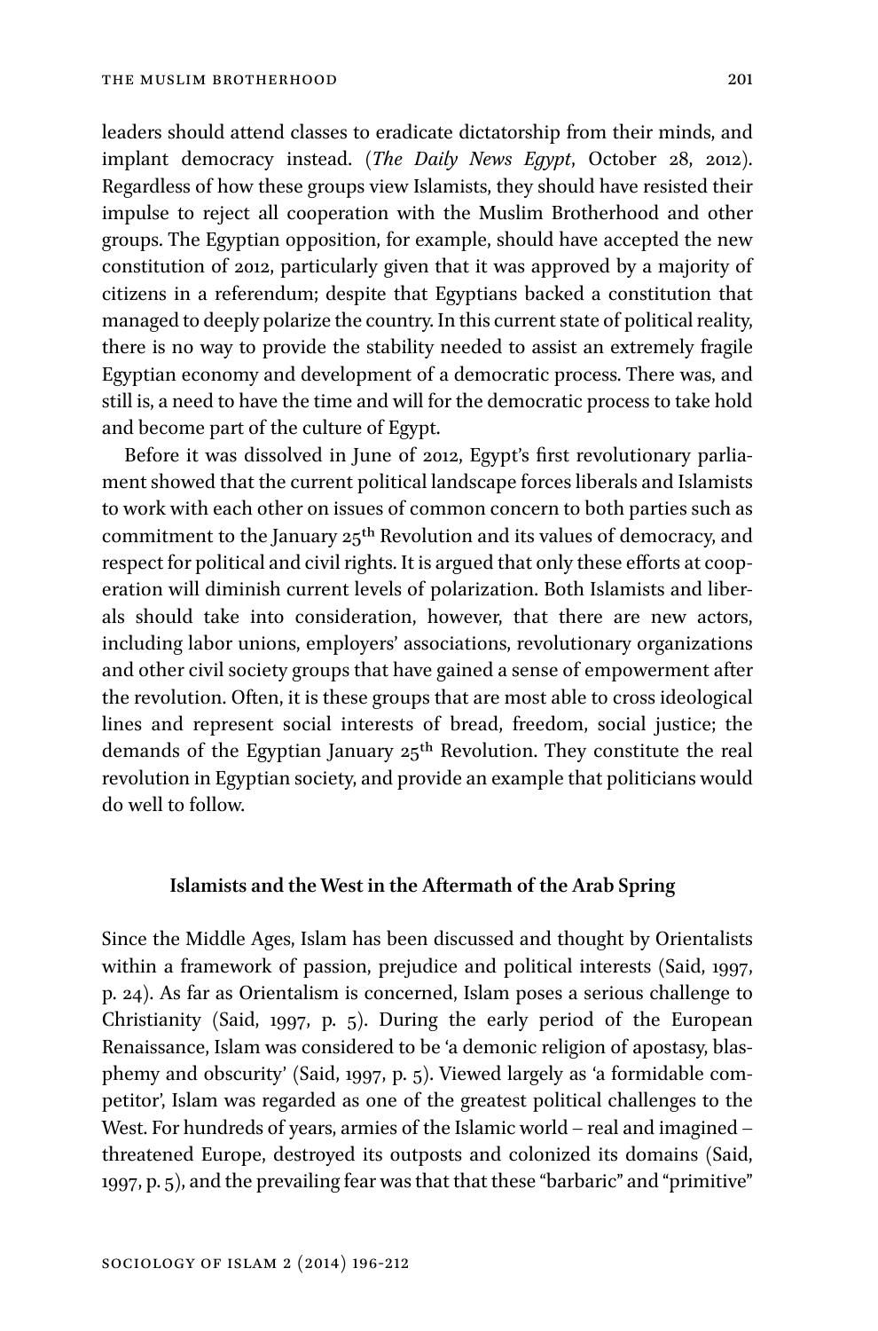leaders should attend classes to eradicate dictatorship from their minds, and implant democracy instead. (*The Daily News Egypt*, October 28, 2012). Regardless of how these groups view Islamists, they should have resisted their impulse to reject all cooperation with the Muslim Brotherhood and other groups. The Egyptian opposition, for example, should have accepted the new constitution of 2012, particularly given that it was approved by a majority of citizens in a referendum; despite that Egyptians backed a constitution that managed to deeply polarize the country. In this current state of political reality, there is no way to provide the stability needed to assist an extremely fragile Egyptian economy and development of a democratic process. There was, and still is, a need to have the time and will for the democratic process to take hold and become part of the culture of Egypt.

Before it was dissolved in June of 2012, Egypt's first revolutionary parliament showed that the current political landscape forces liberals and Islamists to work with each other on issues of common concern to both parties such as commitment to the January 25th Revolution and its values of democracy, and respect for political and civil rights. It is argued that only these efforts at cooperation will diminish current levels of polarization. Both Islamists and liberals should take into consideration, however, that there are new actors, including labor unions, employers' associations, revolutionary organizations and other civil society groups that have gained a sense of empowerment after the revolution. Often, it is these groups that are most able to cross ideological lines and represent social interests of bread, freedom, social justice; the demands of the Egyptian January 25th Revolution. They constitute the real revolution in Egyptian society, and provide an example that politicians would do well to follow.

## Islamists and the West in the Aftermath of the Arab Spring

Since the Middle Ages, Islam has been discussed and thought by Orientalists within a framework of passion, prejudice and political interests (Said, 1997, p. 24). As far as Orientalism is concerned, Islam poses a serious challenge to Christianity (Said, 1997, p. 5). During the early period of the European Renaissance, Islam was considered to be 'a demonic religion of apostasy, blasphemy and obscurity' (Said, 1997, p. 5). Viewed largely as 'a formidable competitor', Islam was regarded as one of the greatest political challenges to the West. For hundreds of years, armies of the Islamic world – real and imagined – threatened Europe, destroyed its outposts and colonized its domains (Said, 1997, p. 5), and the prevailing fear was that that these "barbaric" and "primitive"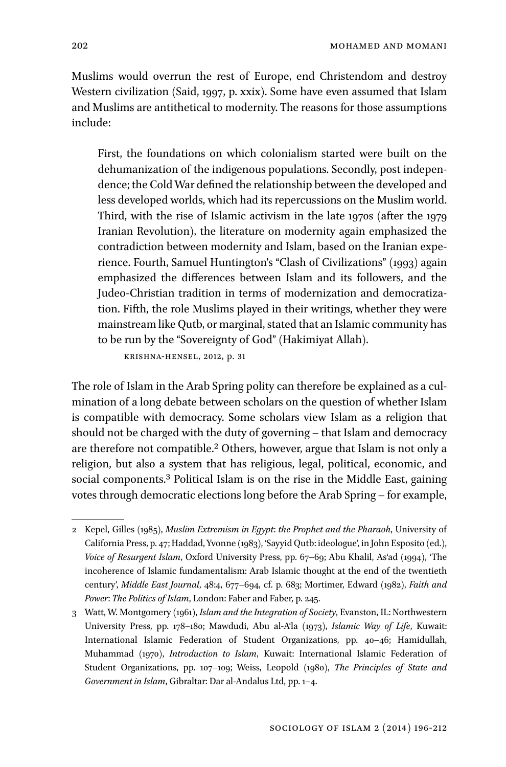Muslims would overrun the rest of Europe, end Christendom and destroy Western civilization (Said, 1997, p. xxix). Some have even assumed that Islam and Muslims are antithetical to modernity. The reasons for those assumptions include:

> First, the foundations on which colonialism started were built on the dehumanization of the indigenous populations. Secondly, post independence; the Cold War defined the relationship between the developed and less developed worlds, which had its repercussions on the Muslim world. Third, with the rise of Islamic activism in the late 1970s (after the 1979 Iranian Revolution), the literature on modernity again emphasized the contradiction between modernity and Islam, based on the Iranian experience. Fourth, Samuel Huntington's "Clash of Civilizations" (1993) again emphasized the differences between Islam and its followers, and the Judeo-Christian tradition in terms of modernization and democratization. Fifth, the role Muslims played in their writings, whether they were mainstream like Qutb, or marginal, stated that an Islamic community has to be run by the "Sovereignty of God" (Hakimiyat Allah).
>
> KRISHNA-HENSEL, 2012, p. 31

The role of Islam in the Arab Spring polity can therefore be explained as a culmination of a long debate between scholars on the question of whether Islam is compatible with democracy. Some scholars view Islam as a religion that should not be charged with the duty of governing – that Islam and democracy are therefore not compatible.[2] Others, however, argue that Islam is not only a religion, but also a system that has religious, legal, political, economic, and social components.[3] Political Islam is on the rise in the Middle East, gaining votes through democratic elections long before the Arab Spring – for example,

---

2 Kepel, Gilles (1985), *Muslim Extremism in Egypt*: *the Prophet and the Pharaoh*, University of California Press, p. 47; Haddad, Yvonne (1983), 'Sayyid Qutb: ideologue', in John Esposito (ed.), *Voice of Resurgent Islam*, Oxford University Press, pp. 67–69; Abu Khalil, As'ad (1994), 'The incoherence of Islamic fundamentalism: Arab Islamic thought at the end of the twentieth century', *Middle East Journal*, 48:4, 677–694, cf. p. 683; Mortimer, Edward (1982), *Faith and Power*: *The Politics of Islam*, London: Faber and Faber, p. 245.

3 Watt, W. Montgomery (1961), *Islam and the Integration of Society*, Evanston, IL: Northwestern University Press, pp. 178–180; Mawdudi, Abu al-A'la (1973), *Islamic Way of Life*, Kuwait: International Islamic Federation of Student Organizations, pp. 40–46; Hamidullah, Muhammad (1970), *Introduction to Islam*, Kuwait: International Islamic Federation of Student Organizations, pp. 107–109; Weiss, Leopold (1980), *The Principles of State and Government in Islam*, Gibraltar: Dar al-Andalus Ltd, pp. 1–4.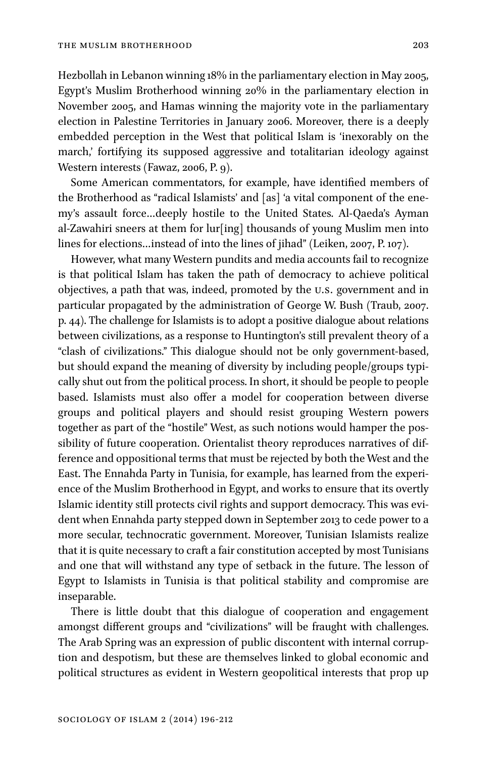Hezbollah in Lebanon winning 18% in the parliamentary election in May 2005, Egypt's Muslim Brotherhood winning 20% in the parliamentary election in November 2005, and Hamas winning the majority vote in the parliamentary election in Palestine Territories in January 2006. Moreover, there is a deeply embedded perception in the West that political Islam is 'inexorably on the march,' fortifying its supposed aggressive and totalitarian ideology against Western interests (Fawaz, 2006, P. 9).

Some American commentators, for example, have identified members of the Brotherhood as "radical Islamists' and [as] 'a vital component of the enemy's assault force…deeply hostile to the United States. Al-Qaeda's Ayman al-Zawahiri sneers at them for lur[ing] thousands of young Muslim men into lines for elections…instead of into the lines of jihad" (Leiken, 2007, P. 107).

However, what many Western pundits and media accounts fail to recognize is that political Islam has taken the path of democracy to achieve political objectives, a path that was, indeed, promoted by the U.S. government and in particular propagated by the administration of George W. Bush (Traub, 2007. p. 44). The challenge for Islamists is to adopt a positive dialogue about relations between civilizations, as a response to Huntington's still prevalent theory of a "clash of civilizations." This dialogue should not be only government-based, but should expand the meaning of diversity by including people/groups typically shut out from the political process. In short, it should be people to people based. Islamists must also offer a model for cooperation between diverse groups and political players and should resist grouping Western powers together as part of the "hostile" West, as such notions would hamper the possibility of future cooperation. Orientalist theory reproduces narratives of difference and oppositional terms that must be rejected by both the West and the East. The Ennahda Party in Tunisia, for example, has learned from the experience of the Muslim Brotherhood in Egypt, and works to ensure that its overtly Islamic identity still protects civil rights and support democracy. This was evident when Ennahda party stepped down in September 2013 to cede power to a more secular, technocratic government. Moreover, Tunisian Islamists realize that it is quite necessary to craft a fair constitution accepted by most Tunisians and one that will withstand any type of setback in the future. The lesson of Egypt to Islamists in Tunisia is that political stability and compromise are inseparable.

There is little doubt that this dialogue of cooperation and engagement amongst different groups and "civilizations" will be fraught with challenges. The Arab Spring was an expression of public discontent with internal corruption and despotism, but these are themselves linked to global economic and political structures as evident in Western geopolitical interests that prop up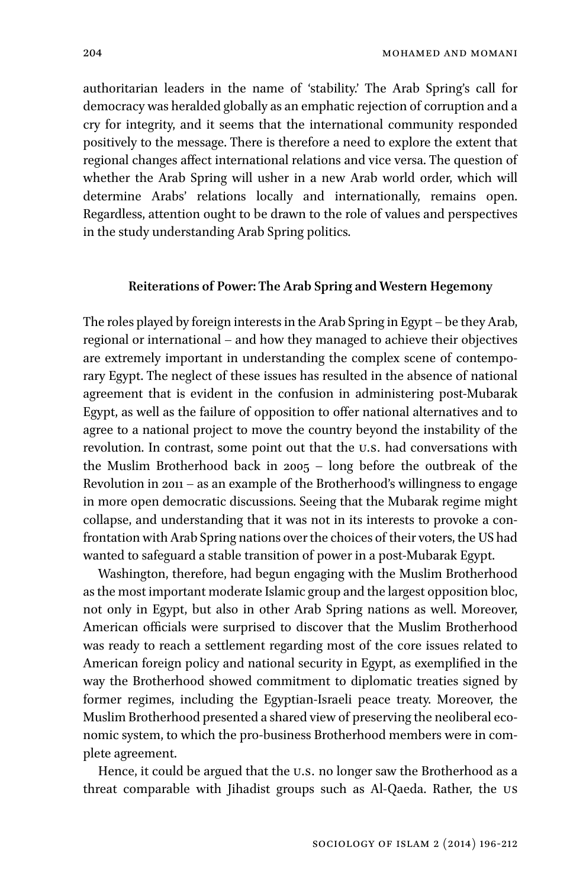authoritarian leaders in the name of 'stability.' The Arab Spring's call for democracy was heralded globally as an emphatic rejection of corruption and a cry for integrity, and it seems that the international community responded positively to the message. There is therefore a need to explore the extent that regional changes affect international relations and vice versa. The question of whether the Arab Spring will usher in a new Arab world order, which will determine Arabs' relations locally and internationally, remains open. Regardless, attention ought to be drawn to the role of values and perspectives in the study understanding Arab Spring politics.

## Reiterations of Power: The Arab Spring and Western Hegemony

The roles played by foreign interests in the Arab Spring in Egypt – be they Arab, regional or international – and how they managed to achieve their objectives are extremely important in understanding the complex scene of contemporary Egypt. The neglect of these issues has resulted in the absence of national agreement that is evident in the confusion in administering post-Mubarak Egypt, as well as the failure of opposition to offer national alternatives and to agree to a national project to move the country beyond the instability of the revolution. In contrast, some point out that the U.S. had conversations with the Muslim Brotherhood back in 2005 – long before the outbreak of the Revolution in 2011 – as an example of the Brotherhood's willingness to engage in more open democratic discussions. Seeing that the Mubarak regime might collapse, and understanding that it was not in its interests to provoke a confrontation with Arab Spring nations over the choices of their voters, the US had wanted to safeguard a stable transition of power in a post-Mubarak Egypt.

Washington, therefore, had begun engaging with the Muslim Brotherhood as the most important moderate Islamic group and the largest opposition bloc, not only in Egypt, but also in other Arab Spring nations as well. Moreover, American officials were surprised to discover that the Muslim Brotherhood was ready to reach a settlement regarding most of the core issues related to American foreign policy and national security in Egypt, as exemplified in the way the Brotherhood showed commitment to diplomatic treaties signed by former regimes, including the Egyptian-Israeli peace treaty. Moreover, the Muslim Brotherhood presented a shared view of preserving the neoliberal economic system, to which the pro-business Brotherhood members were in complete agreement.

Hence, it could be argued that the U.S. no longer saw the Brotherhood as a threat comparable with Jihadist groups such as Al-Qaeda. Rather, the US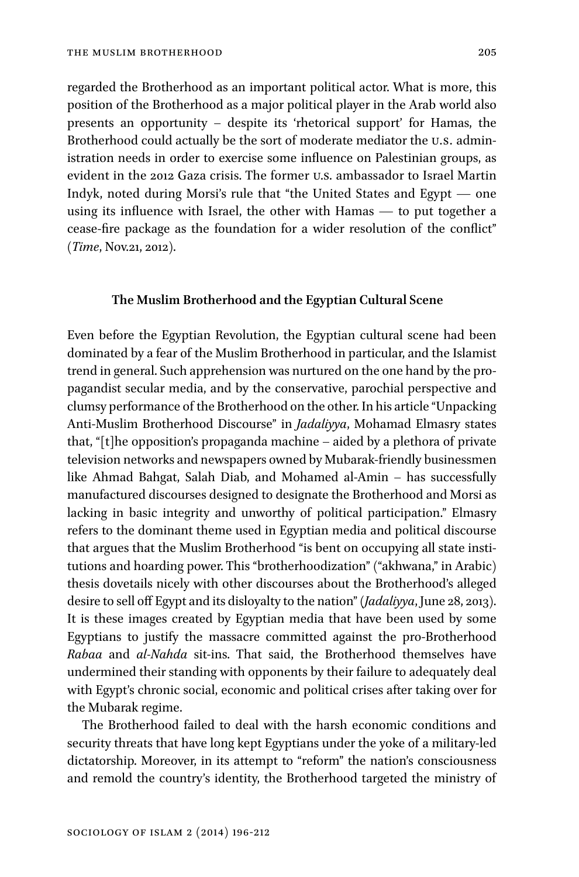regarded the Brotherhood as an important political actor. What is more, this position of the Brotherhood as a major political player in the Arab world also presents an opportunity – despite its 'rhetorical support' for Hamas, the Brotherhood could actually be the sort of moderate mediator the U.S. administration needs in order to exercise some influence on Palestinian groups, as evident in the 2012 Gaza crisis. The former U.S. ambassador to Israel Martin Indyk, noted during Morsi's rule that "the United States and Egypt — one using its influence with Israel, the other with Hamas — to put together a cease-fire package as the foundation for a wider resolution of the conflict" (*Time*, Nov.21, 2012).

## The Muslim Brotherhood and the Egyptian Cultural Scene

Even before the Egyptian Revolution, the Egyptian cultural scene had been dominated by a fear of the Muslim Brotherhood in particular, and the Islamist trend in general. Such apprehension was nurtured on the one hand by the propagandist secular media, and by the conservative, parochial perspective and clumsy performance of the Brotherhood on the other. In his article "Unpacking Anti-Muslim Brotherhood Discourse" in *Jadaliyya*, Mohamad Elmasry states that, "[t]he opposition's propaganda machine – aided by a plethora of private television networks and newspapers owned by Mubarak-friendly businessmen like Ahmad Bahgat, Salah Diab, and Mohamed al-Amin – has successfully manufactured discourses designed to designate the Brotherhood and Morsi as lacking in basic integrity and unworthy of political participation." Elmasry refers to the dominant theme used in Egyptian media and political discourse that argues that the Muslim Brotherhood "is bent on occupying all state institutions and hoarding power. This "brotherhoodization" ("akhwana," in Arabic) thesis dovetails nicely with other discourses about the Brotherhood's alleged desire to sell off Egypt and its disloyalty to the nation" (*Jadaliyya*, June 28, 2013). It is these images created by Egyptian media that have been used by some Egyptians to justify the massacre committed against the pro-Brotherhood *Rabaa* and *al-Nahda* sit-ins. That said, the Brotherhood themselves have undermined their standing with opponents by their failure to adequately deal with Egypt's chronic social, economic and political crises after taking over for the Mubarak regime.

The Brotherhood failed to deal with the harsh economic conditions and security threats that have long kept Egyptians under the yoke of a military-led dictatorship. Moreover, in its attempt to "reform" the nation's consciousness and remold the country's identity, the Brotherhood targeted the ministry of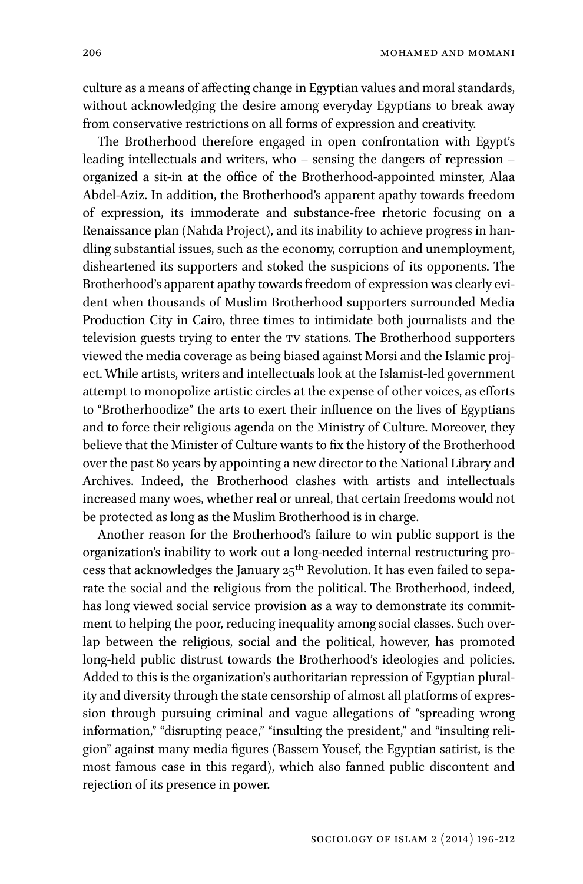culture as a means of affecting change in Egyptian values and moral standards, without acknowledging the desire among everyday Egyptians to break away from conservative restrictions on all forms of expression and creativity.

The Brotherhood therefore engaged in open confrontation with Egypt's leading intellectuals and writers, who – sensing the dangers of repression – organized a sit-in at the office of the Brotherhood-appointed minster, Alaa Abdel-Aziz. In addition, the Brotherhood's apparent apathy towards freedom of expression, its immoderate and substance-free rhetoric focusing on a Renaissance plan (Nahda Project), and its inability to achieve progress in handling substantial issues, such as the economy, corruption and unemployment, disheartened its supporters and stoked the suspicions of its opponents. The Brotherhood's apparent apathy towards freedom of expression was clearly evident when thousands of Muslim Brotherhood supporters surrounded Media Production City in Cairo, three times to intimidate both journalists and the television guests trying to enter the TV stations. The Brotherhood supporters viewed the media coverage as being biased against Morsi and the Islamic project. While artists, writers and intellectuals look at the Islamist-led government attempt to monopolize artistic circles at the expense of other voices, as efforts to "Brotherhoodize" the arts to exert their influence on the lives of Egyptians and to force their religious agenda on the Ministry of Culture. Moreover, they believe that the Minister of Culture wants to fix the history of the Brotherhood over the past 80 years by appointing a new director to the National Library and Archives. Indeed, the Brotherhood clashes with artists and intellectuals increased many woes, whether real or unreal, that certain freedoms would not be protected as long as the Muslim Brotherhood is in charge.

Another reason for the Brotherhood's failure to win public support is the organization's inability to work out a long-needed internal restructuring process that acknowledges the January 25th Revolution. It has even failed to separate the social and the religious from the political. The Brotherhood, indeed, has long viewed social service provision as a way to demonstrate its commitment to helping the poor, reducing inequality among social classes. Such overlap between the religious, social and the political, however, has promoted long-held public distrust towards the Brotherhood's ideologies and policies. Added to this is the organization's authoritarian repression of Egyptian plurality and diversity through the state censorship of almost all platforms of expression through pursuing criminal and vague allegations of "spreading wrong information," "disrupting peace," "insulting the president," and "insulting religion" against many media figures (Bassem Yousef, the Egyptian satirist, is the most famous case in this regard), which also fanned public discontent and rejection of its presence in power.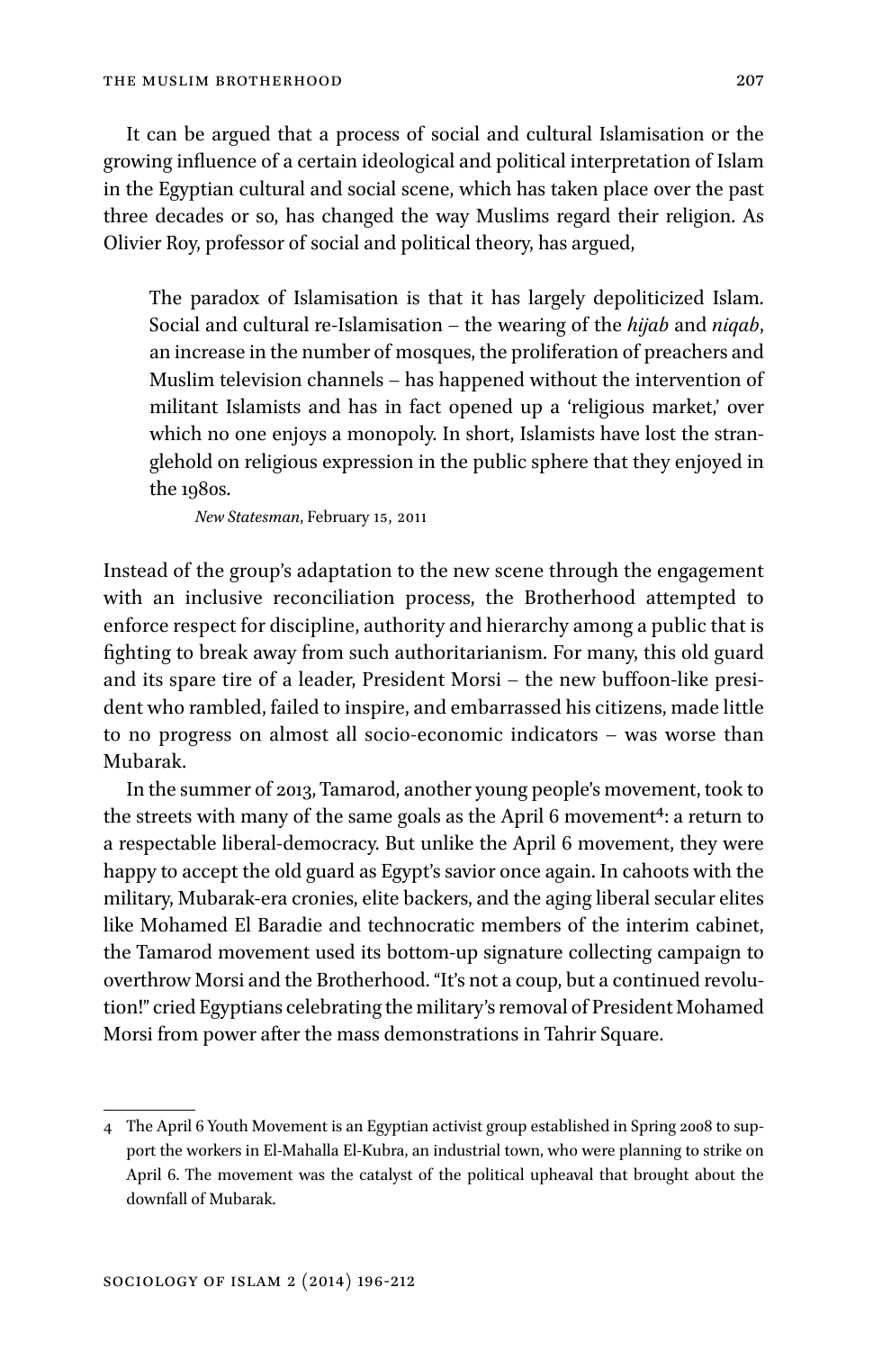It can be argued that a process of social and cultural Islamisation or the growing influence of a certain ideological and political interpretation of Islam in the Egyptian cultural and social scene, which has taken place over the past three decades or so, has changed the way Muslims regard their religion. As Olivier Roy, professor of social and political theory, has argued,

> The paradox of Islamisation is that it has largely depoliticized Islam. Social and cultural re-Islamisation – the wearing of the *hijab* and *niqab*, an increase in the number of mosques, the proliferation of preachers and Muslim television channels – has happened without the intervention of militant Islamists and has in fact opened up a 'religious market,' over which no one enjoys a monopoly. In short, Islamists have lost the stranglehold on religious expression in the public sphere that they enjoyed in the 1980s.
>
> *New Statesman*, February 15, 2011

Instead of the group's adaptation to the new scene through the engagement with an inclusive reconciliation process, the Brotherhood attempted to enforce respect for discipline, authority and hierarchy among a public that is fighting to break away from such authoritarianism. For many, this old guard and its spare tire of a leader, President Morsi – the new buffoon-like president who rambled, failed to inspire, and embarrassed his citizens, made little to no progress on almost all socio-economic indicators – was worse than Mubarak.

In the summer of 2013, Tamarod, another young people's movement, took to the streets with many of the same goals as the April 6 movement[4]: a return to a respectable liberal-democracy. But unlike the April 6 movement, they were happy to accept the old guard as Egypt's savior once again. In cahoots with the military, Mubarak-era cronies, elite backers, and the aging liberal secular elites like Mohamed El Baradie and technocratic members of the interim cabinet, the Tamarod movement used its bottom-up signature collecting campaign to overthrow Morsi and the Brotherhood. "It's not a coup, but a continued revolution!" cried Egyptians celebrating the military's removal of President Mohamed Morsi from power after the mass demonstrations in Tahrir Square.

---

4 The April 6 Youth Movement is an Egyptian activist group established in Spring 2008 to support the workers in El-Mahalla El-Kubra, an industrial town, who were planning to strike on April 6. The movement was the catalyst of the political upheaval that brought about the downfall of Mubarak.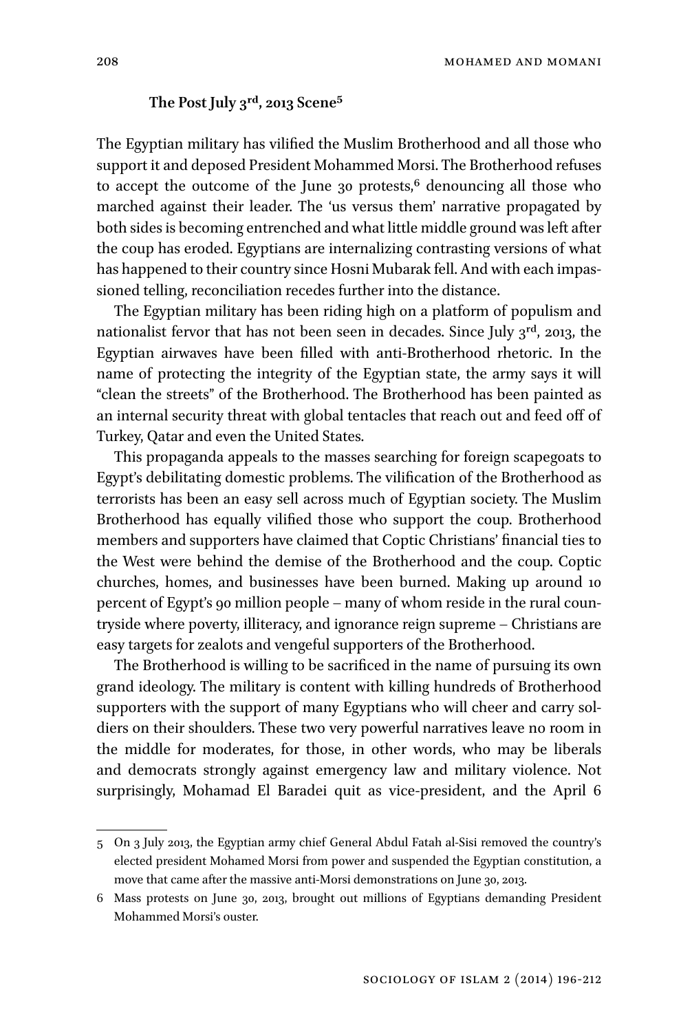### The Post July 3rd, 2013 Scene[5]

The Egyptian military has vilified the Muslim Brotherhood and all those who support it and deposed President Mohammed Morsi. The Brotherhood refuses to accept the outcome of the June 30 protests,[6] denouncing all those who marched against their leader. The 'us versus them' narrative propagated by both sides is becoming entrenched and what little middle ground was left after the coup has eroded. Egyptians are internalizing contrasting versions of what has happened to their country since Hosni Mubarak fell. And with each impassioned telling, reconciliation recedes further into the distance.

The Egyptian military has been riding high on a platform of populism and nationalist fervor that has not been seen in decades. Since July 3rd, 2013, the Egyptian airwaves have been filled with anti-Brotherhood rhetoric. In the name of protecting the integrity of the Egyptian state, the army says it will "clean the streets" of the Brotherhood. The Brotherhood has been painted as an internal security threat with global tentacles that reach out and feed off of Turkey, Qatar and even the United States.

This propaganda appeals to the masses searching for foreign scapegoats to Egypt's debilitating domestic problems. The vilification of the Brotherhood as terrorists has been an easy sell across much of Egyptian society. The Muslim Brotherhood has equally vilified those who support the coup. Brotherhood members and supporters have claimed that Coptic Christians' financial ties to the West were behind the demise of the Brotherhood and the coup. Coptic churches, homes, and businesses have been burned. Making up around 10 percent of Egypt's 90 million people – many of whom reside in the rural countryside where poverty, illiteracy, and ignorance reign supreme – Christians are easy targets for zealots and vengeful supporters of the Brotherhood.

The Brotherhood is willing to be sacrificed in the name of pursuing its own grand ideology. The military is content with killing hundreds of Brotherhood supporters with the support of many Egyptians who will cheer and carry soldiers on their shoulders. These two very powerful narratives leave no room in the middle for moderates, for those, in other words, who may be liberals and democrats strongly against emergency law and military violence. Not surprisingly, Mohamad El Baradei quit as vice-president, and the April 6

---

5 On 3 July 2013, the Egyptian army chief General Abdul Fatah al-Sisi removed the country's elected president Mohamed Morsi from power and suspended the Egyptian constitution, a move that came after the massive anti-Morsi demonstrations on June 30, 2013.

6 Mass protests on June 30, 2013, brought out millions of Egyptians demanding President Mohammed Morsi's ouster.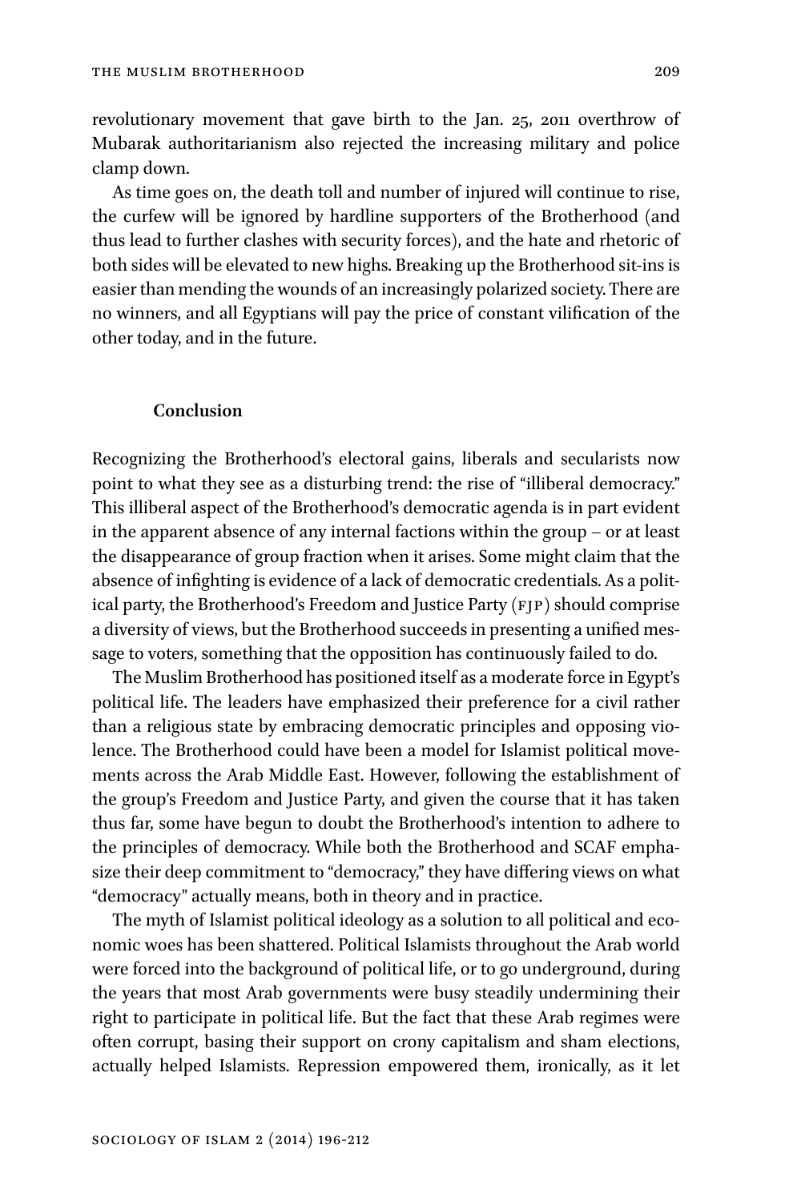revolutionary movement that gave birth to the Jan. 25, 2011 overthrow of Mubarak authoritarianism also rejected the increasing military and police clamp down.

As time goes on, the death toll and number of injured will continue to rise, the curfew will be ignored by hardline supporters of the Brotherhood (and thus lead to further clashes with security forces), and the hate and rhetoric of both sides will be elevated to new highs. Breaking up the Brotherhood sit-ins is easier than mending the wounds of an increasingly polarized society. There are no winners, and all Egyptians will pay the price of constant vilification of the other today, and in the future.

## Conclusion

Recognizing the Brotherhood's electoral gains, liberals and secularists now point to what they see as a disturbing trend: the rise of "illiberal democracy." This illiberal aspect of the Brotherhood's democratic agenda is in part evident in the apparent absence of any internal factions within the group – or at least the disappearance of group fraction when it arises. Some might claim that the absence of infighting is evidence of a lack of democratic credentials. As a political party, the Brotherhood's Freedom and Justice Party (FJP) should comprise a diversity of views, but the Brotherhood succeeds in presenting a unified message to voters, something that the opposition has continuously failed to do.

The Muslim Brotherhood has positioned itself as a moderate force in Egypt's political life. The leaders have emphasized their preference for a civil rather than a religious state by embracing democratic principles and opposing violence. The Brotherhood could have been a model for Islamist political movements across the Arab Middle East. However, following the establishment of the group's Freedom and Justice Party, and given the course that it has taken thus far, some have begun to doubt the Brotherhood's intention to adhere to the principles of democracy. While both the Brotherhood and SCAF emphasize their deep commitment to "democracy," they have differing views on what "democracy" actually means, both in theory and in practice.

The myth of Islamist political ideology as a solution to all political and economic woes has been shattered. Political Islamists throughout the Arab world were forced into the background of political life, or to go underground, during the years that most Arab governments were busy steadily undermining their right to participate in political life. But the fact that these Arab regimes were often corrupt, basing their support on crony capitalism and sham elections, actually helped Islamists. Repression empowered them, ironically, as it let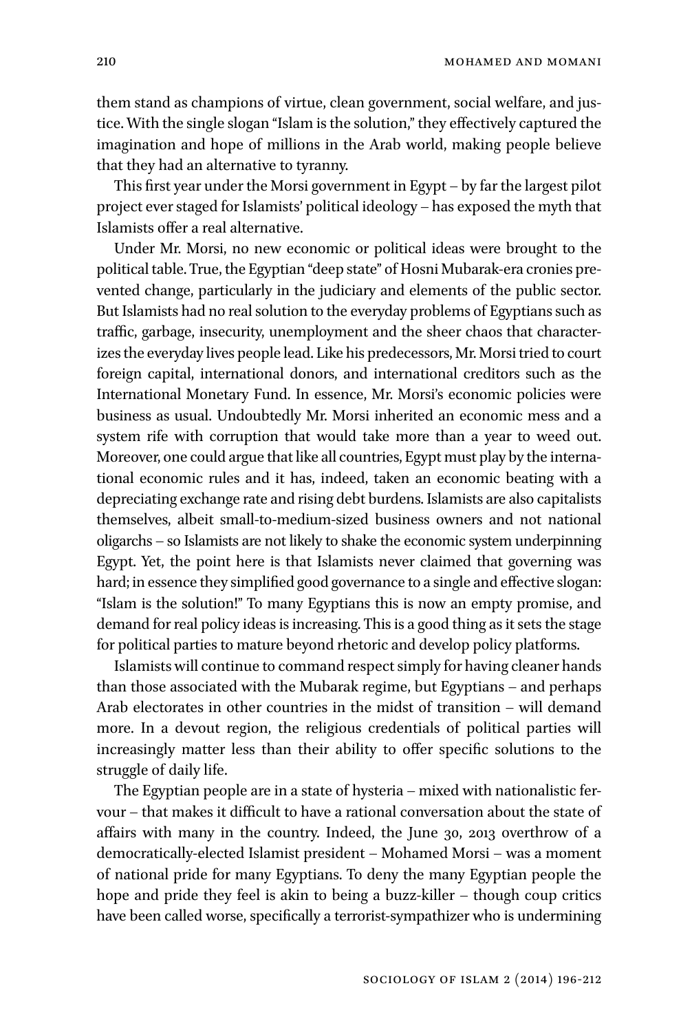them stand as champions of virtue, clean government, social welfare, and justice. With the single slogan "Islam is the solution," they effectively captured the imagination and hope of millions in the Arab world, making people believe that they had an alternative to tyranny.

This first year under the Morsi government in Egypt – by far the largest pilot project ever staged for Islamists' political ideology – has exposed the myth that Islamists offer a real alternative.

Under Mr. Morsi, no new economic or political ideas were brought to the political table. True, the Egyptian "deep state" of Hosni Mubarak-era cronies prevented change, particularly in the judiciary and elements of the public sector. But Islamists had no real solution to the everyday problems of Egyptians such as traffic, garbage, insecurity, unemployment and the sheer chaos that characterizes the everyday lives people lead. Like his predecessors, Mr. Morsi tried to court foreign capital, international donors, and international creditors such as the International Monetary Fund. In essence, Mr. Morsi's economic policies were business as usual. Undoubtedly Mr. Morsi inherited an economic mess and a system rife with corruption that would take more than a year to weed out. Moreover, one could argue that like all countries, Egypt must play by the international economic rules and it has, indeed, taken an economic beating with a depreciating exchange rate and rising debt burdens. Islamists are also capitalists themselves, albeit small-to-medium-sized business owners and not national oligarchs – so Islamists are not likely to shake the economic system underpinning Egypt. Yet, the point here is that Islamists never claimed that governing was hard; in essence they simplified good governance to a single and effective slogan: "Islam is the solution!" To many Egyptians this is now an empty promise, and demand for real policy ideas is increasing. This is a good thing as it sets the stage for political parties to mature beyond rhetoric and develop policy platforms.

Islamists will continue to command respect simply for having cleaner hands than those associated with the Mubarak regime, but Egyptians – and perhaps Arab electorates in other countries in the midst of transition – will demand more. In a devout region, the religious credentials of political parties will increasingly matter less than their ability to offer specific solutions to the struggle of daily life.

The Egyptian people are in a state of hysteria – mixed with nationalistic fervour – that makes it difficult to have a rational conversation about the state of affairs with many in the country. Indeed, the June 30, 2013 overthrow of a democratically-elected Islamist president – Mohamed Morsi – was a moment of national pride for many Egyptians. To deny the many Egyptian people the hope and pride they feel is akin to being a buzz-killer – though coup critics have been called worse, specifically a terrorist-sympathizer who is undermining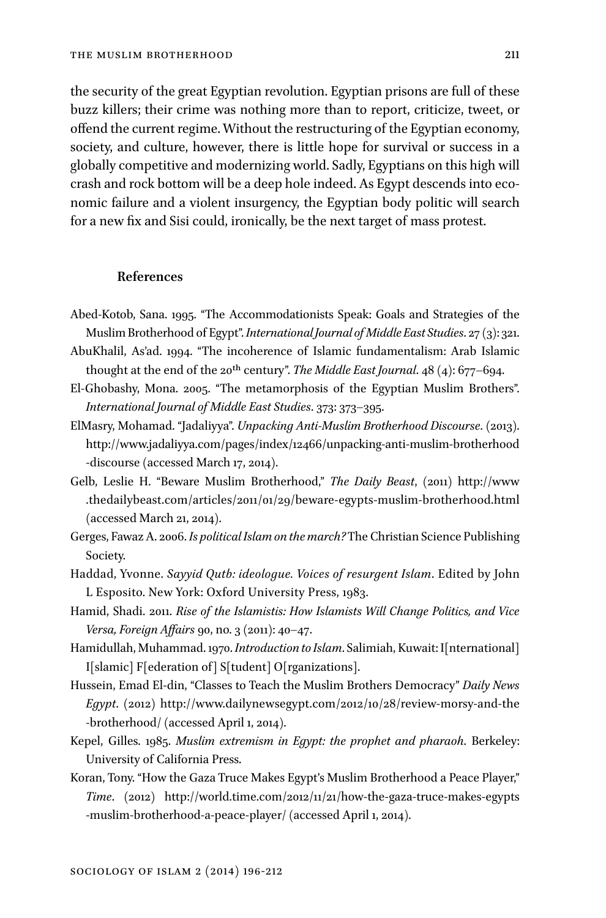the security of the great Egyptian revolution. Egyptian prisons are full of these buzz killers; their crime was nothing more than to report, criticize, tweet, or offend the current regime. Without the restructuring of the Egyptian economy, society, and culture, however, there is little hope for survival or success in a globally competitive and modernizing world. Sadly, Egyptians on this high will crash and rock bottom will be a deep hole indeed. As Egypt descends into economic failure and a violent insurgency, the Egyptian body politic will search for a new fix and Sisi could, ironically, be the next target of mass protest.

## References

Abed-Kotob, Sana. 1995. "The Accommodationists Speak: Goals and Strategies of the Muslim Brotherhood of Egypt". *International Journal of Middle East Studies*. 27 (3): 321.

AbuKhalil, As'ad. 1994. "The incoherence of Islamic fundamentalism: Arab Islamic thought at the end of the 20th century". *The Middle East Journal*. 48 (4): 677–694.

El-Ghobashy, Mona. 2005. "The metamorphosis of the Egyptian Muslim Brothers". *International Journal of Middle East Studies*. 373: 373–395.

ElMasry, Mohamad. "Jadaliyya". *Unpacking Anti-Muslim Brotherhood Discourse*. (2013). http://www.jadaliyya.com/pages/index/12466/unpacking-anti-muslim-brotherhood-discourse (accessed March 17, 2014).

Gelb, Leslie H. "Beware Muslim Brotherhood," *The Daily Beast*, (2011) http://www.thedailybeast.com/articles/2011/01/29/beware-egypts-muslim-brotherhood.html (accessed March 21, 2014).

Gerges, Fawaz A. 2006. *Is political Islam on the march?* The Christian Science Publishing Society.

Haddad, Yvonne. *Sayyid Qutb: ideologue. Voices of resurgent Islam*. Edited by John L Esposito. New York: Oxford University Press, 1983.

Hamid, Shadi. 2011. *Rise of the Islamistis: How Islamists Will Change Politics, and Vice Versa, Foreign Affairs* 90, no. 3 (2011): 40–47.

Hamidullah, Muhammad. 1970. *Introduction to Islam*. Salimiah, Kuwait: I[nternational] I[slamic] F[ederation of] S[tudent] O[rganizations].

Hussein, Emad El-din, "Classes to Teach the Muslim Brothers Democracy" *Daily News Egypt*. (2012) http://www.dailynewsegypt.com/2012/10/28/review-morsy-and-the-brotherhood/ (accessed April 1, 2014).

Kepel, Gilles. 1985. *Muslim extremism in Egypt: the prophet and pharaoh*. Berkeley: University of California Press.

Koran, Tony. "How the Gaza Truce Makes Egypt's Muslim Brotherhood a Peace Player," *Time*. (2012) http://world.time.com/2012/11/21/how-the-gaza-truce-makes-egypts-muslim-brotherhood-a-peace-player/ (accessed April 1, 2014).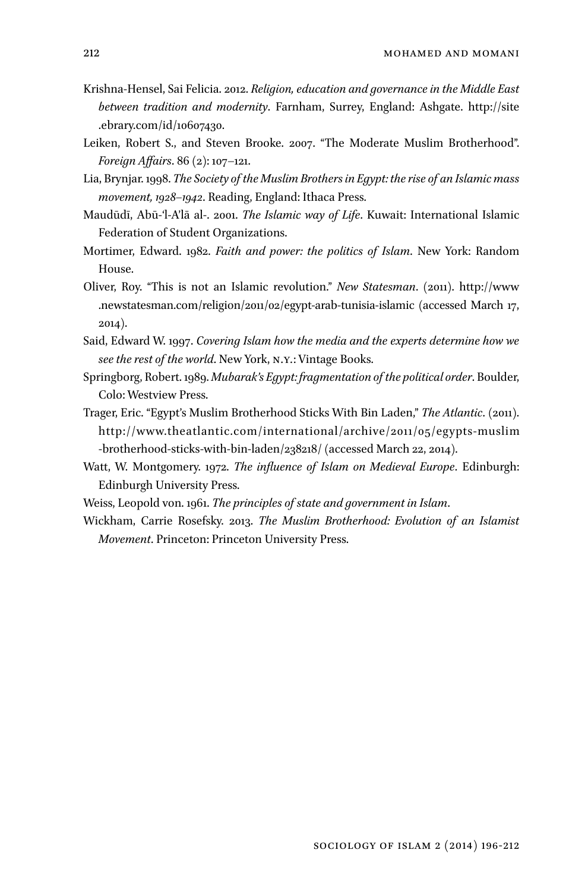Krishna-Hensel, Sai Felicia. 2012. *Religion, education and governance in the Middle East between tradition and modernity*. Farnham, Surrey, England: Ashgate. http://site.ebrary.com/id/10607430.

Leiken, Robert S., and Steven Brooke. 2007. "The Moderate Muslim Brotherhood". *Foreign Affairs*. 86 (2): 107–121.

Lia, Brynjar. 1998. *The Society of the Muslim Brothers in Egypt: the rise of an Islamic mass movement, 1928–1942*. Reading, England: Ithaca Press.

Maudūdī, Abū-'l-A'lā al-. 2001. *The Islamic way of Life*. Kuwait: International Islamic Federation of Student Organizations.

Mortimer, Edward. 1982. *Faith and power: the politics of Islam*. New York: Random House.

Oliver, Roy. "This is not an Islamic revolution." *New Statesman*. (2011). http://www.newstatesman.com/religion/2011/02/egypt-arab-tunisia-islamic (accessed March 17, 2014).

Said, Edward W. 1997. *Covering Islam how the media and the experts determine how we see the rest of the world*. New York, N.Y.: Vintage Books.

Springborg, Robert. 1989. *Mubarak's Egypt: fragmentation of the political order*. Boulder, Colo: Westview Press.

Trager, Eric. "Egypt's Muslim Brotherhood Sticks With Bin Laden," *The Atlantic*. (2011). http://www.theatlantic.com/international/archive/2011/05/egypts-muslim-brotherhood-sticks-with-bin-laden/238218/ (accessed March 22, 2014).

Watt, W. Montgomery. 1972. *The influence of Islam on Medieval Europe*. Edinburgh: Edinburgh University Press.

Weiss, Leopold von. 1961. *The principles of state and government in Islam*.

Wickham, Carrie Rosefsky. 2013. *The Muslim Brotherhood: Evolution of an Islamist Movement*. Princeton: Princeton University Press.